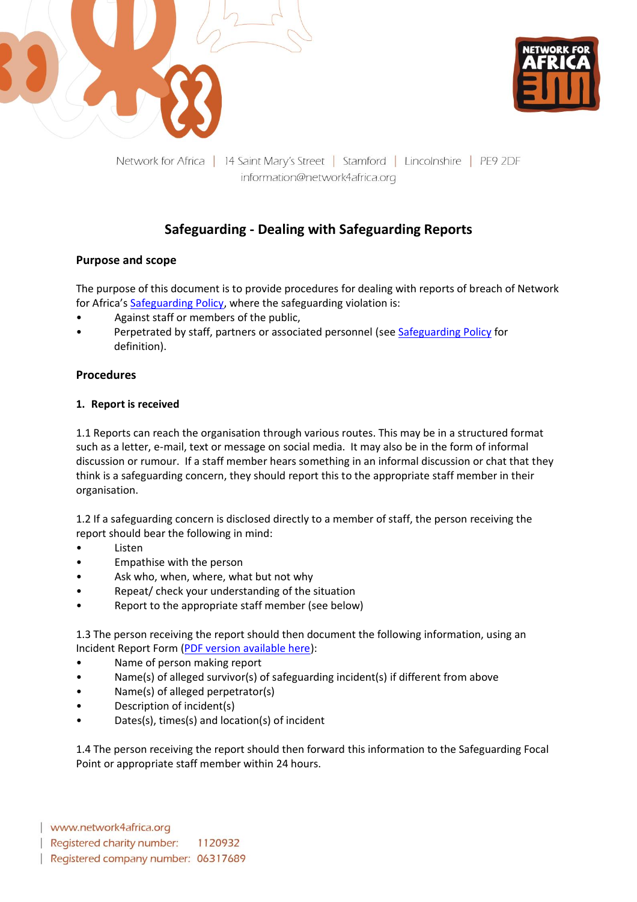Network for Africa | 14 Saint Mary's Street | Stamford | Lincolnshire | PE9 2DF
information@network4africa.org

# Safeguarding - Dealing with Safeguarding Reports

## Purpose and scope

The purpose of this document is to provide procedures for dealing with reports of breach of Network for Africa's Safeguarding Policy, where the safeguarding violation is:

- Against staff or members of the public,
- Perpetrated by staff, partners or associated personnel (see Safeguarding Policy for definition).

## Procedures

### 1. Report is received

1.1 Reports can reach the organisation through various routes. This may be in a structured format such as a letter, e-mail, text or message on social media. It may also be in the form of informal discussion or rumour. If a staff member hears something in an informal discussion or chat that they think is a safeguarding concern, they should report this to the appropriate staff member in their organisation.

1.2 If a safeguarding concern is disclosed directly to a member of staff, the person receiving the report should bear the following in mind:

- Listen
- Empathise with the person
- Ask who, when, where, what but not why
- Repeat/ check your understanding of the situation
- Report to the appropriate staff member (see below)

1.3 The person receiving the report should then document the following information, using an Incident Report Form (PDF version available here):

- Name of person making report
- Name(s) of alleged survivor(s) of safeguarding incident(s) if different from above
- Name(s) of alleged perpetrator(s)
- Description of incident(s)
- Dates(s), times(s) and location(s) of incident

1.4 The person receiving the report should then forward this information to the Safeguarding Focal Point or appropriate staff member within 24 hours.

www.network4africa.org
Registered charity number: 1120932
Registered company number: 06317689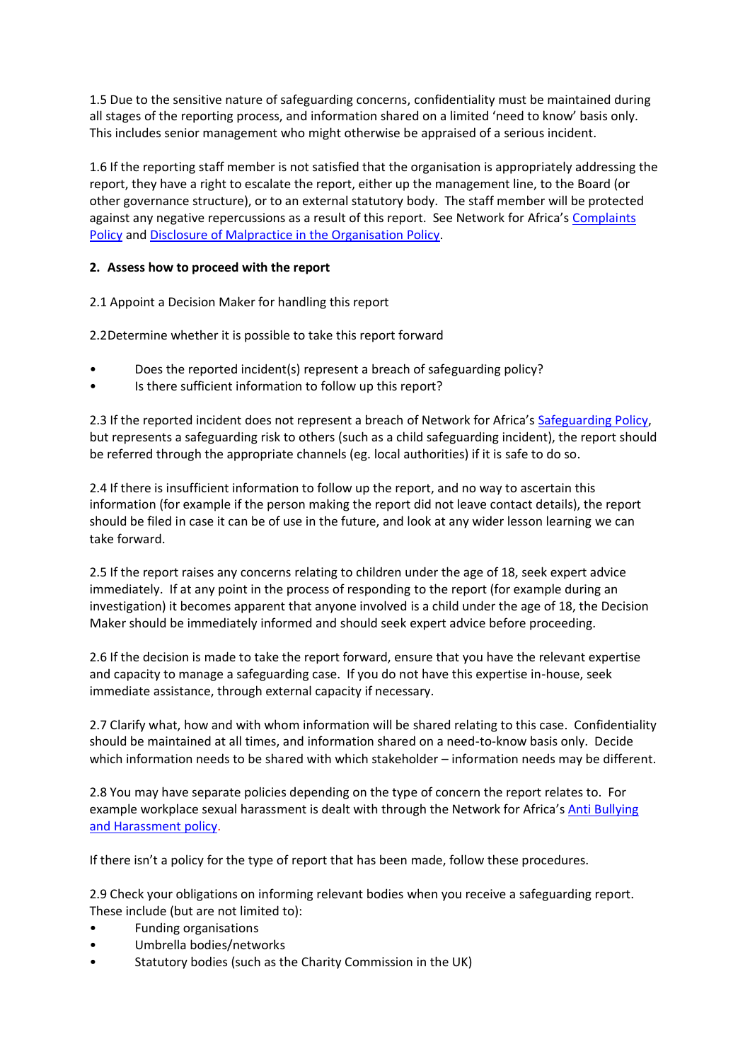1.5 Due to the sensitive nature of safeguarding concerns, confidentiality must be maintained during all stages of the reporting process, and information shared on a limited 'need to know' basis only. This includes senior management who might otherwise be appraised of a serious incident.

1.6 If the reporting staff member is not satisfied that the organisation is appropriately addressing the report, they have a right to escalate the report, either up the management line, to the Board (or other governance structure), or to an external statutory body. The staff member will be protected against any negative repercussions as a result of this report. See Network for Africa's Complaints Policy and Disclosure of Malpractice in the Organisation Policy.

**2. Assess how to proceed with the report**

2.1 Appoint a Decision Maker for handling this report

2.2Determine whether it is possible to take this report forward

- Does the reported incident(s) represent a breach of safeguarding policy?
- Is there sufficient information to follow up this report?

2.3 If the reported incident does not represent a breach of Network for Africa's Safeguarding Policy, but represents a safeguarding risk to others (such as a child safeguarding incident), the report should be referred through the appropriate channels (eg. local authorities) if it is safe to do so.

2.4 If there is insufficient information to follow up the report, and no way to ascertain this information (for example if the person making the report did not leave contact details), the report should be filed in case it can be of use in the future, and look at any wider lesson learning we can take forward.

2.5 If the report raises any concerns relating to children under the age of 18, seek expert advice immediately. If at any point in the process of responding to the report (for example during an investigation) it becomes apparent that anyone involved is a child under the age of 18, the Decision Maker should be immediately informed and should seek expert advice before proceeding.

2.6 If the decision is made to take the report forward, ensure that you have the relevant expertise and capacity to manage a safeguarding case. If you do not have this expertise in-house, seek immediate assistance, through external capacity if necessary.

2.7 Clarify what, how and with whom information will be shared relating to this case. Confidentiality should be maintained at all times, and information shared on a need-to-know basis only. Decide which information needs to be shared with which stakeholder – information needs may be different.

2.8 You may have separate policies depending on the type of concern the report relates to. For example workplace sexual harassment is dealt with through the Network for Africa's Anti Bullying and Harassment policy.

If there isn't a policy for the type of report that has been made, follow these procedures.

2.9 Check your obligations on informing relevant bodies when you receive a safeguarding report. These include (but are not limited to):

- Funding organisations
- Umbrella bodies/networks
- Statutory bodies (such as the Charity Commission in the UK)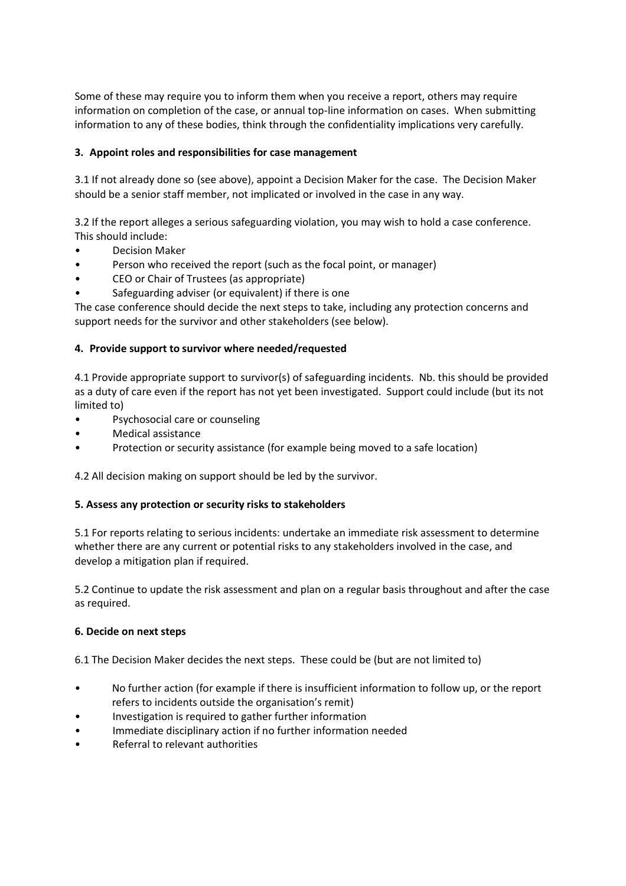Some of these may require you to inform them when you receive a report, others may require information on completion of the case, or annual top-line information on cases. When submitting information to any of these bodies, think through the confidentiality implications very carefully.

**3. Appoint roles and responsibilities for case management**

3.1 If not already done so (see above), appoint a Decision Maker for the case. The Decision Maker should be a senior staff member, not implicated or involved in the case in any way.

3.2 If the report alleges a serious safeguarding violation, you may wish to hold a case conference. This should include:

- Decision Maker
- Person who received the report (such as the focal point, or manager)
- CEO or Chair of Trustees (as appropriate)
- Safeguarding adviser (or equivalent) if there is one

The case conference should decide the next steps to take, including any protection concerns and support needs for the survivor and other stakeholders (see below).

**4. Provide support to survivor where needed/requested**

4.1 Provide appropriate support to survivor(s) of safeguarding incidents. Nb. this should be provided as a duty of care even if the report has not yet been investigated. Support could include (but its not limited to)

- Psychosocial care or counseling
- Medical assistance
- Protection or security assistance (for example being moved to a safe location)

4.2 All decision making on support should be led by the survivor.

**5. Assess any protection or security risks to stakeholders**

5.1 For reports relating to serious incidents: undertake an immediate risk assessment to determine whether there are any current or potential risks to any stakeholders involved in the case, and develop a mitigation plan if required.

5.2 Continue to update the risk assessment and plan on a regular basis throughout and after the case as required.

**6. Decide on next steps**

6.1 The Decision Maker decides the next steps. These could be (but are not limited to)

- No further action (for example if there is insufficient information to follow up, or the report refers to incidents outside the organisation's remit)
- Investigation is required to gather further information
- Immediate disciplinary action if no further information needed
- Referral to relevant authorities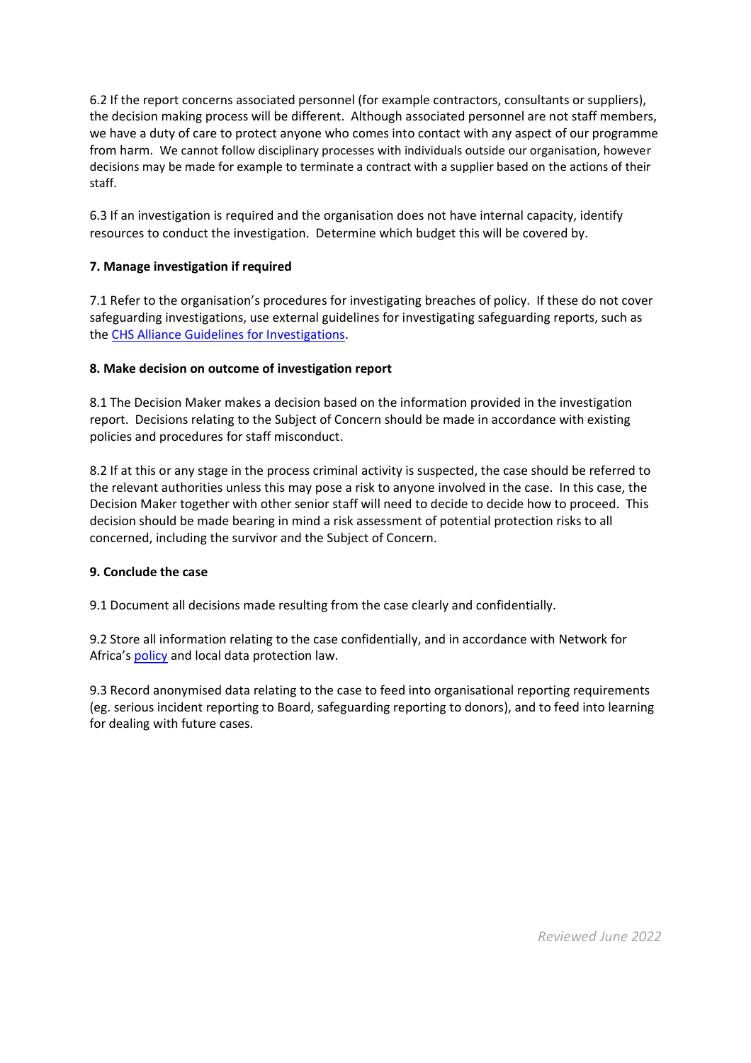6.2 If the report concerns associated personnel (for example contractors, consultants or suppliers), the decision making process will be different. Although associated personnel are not staff members, we have a duty of care to protect anyone who comes into contact with any aspect of our programme from harm. We cannot follow disciplinary processes with individuals outside our organisation, however decisions may be made for example to terminate a contract with a supplier based on the actions of their staff.

6.3 If an investigation is required and the organisation does not have internal capacity, identify resources to conduct the investigation. Determine which budget this will be covered by.

**7. Manage investigation if required**

7.1 Refer to the organisation's procedures for investigating breaches of policy. If these do not cover safeguarding investigations, use external guidelines for investigating safeguarding reports, such as the [CHS Alliance Guidelines for Investigations](#).

**8. Make decision on outcome of investigation report**

8.1 The Decision Maker makes a decision based on the information provided in the investigation report. Decisions relating to the Subject of Concern should be made in accordance with existing policies and procedures for staff misconduct.

8.2 If at this or any stage in the process criminal activity is suspected, the case should be referred to the relevant authorities unless this may pose a risk to anyone involved in the case. In this case, the Decision Maker together with other senior staff will need to decide to decide how to proceed. This decision should be made bearing in mind a risk assessment of potential protection risks to all concerned, including the survivor and the Subject of Concern.

**9. Conclude the case**

9.1 Document all decisions made resulting from the case clearly and confidentially.

9.2 Store all information relating to the case confidentially, and in accordance with Network for Africa's [policy](#) and local data protection law.

9.3 Record anonymised data relating to the case to feed into organisational reporting requirements (eg. serious incident reporting to Board, safeguarding reporting to donors), and to feed into learning for dealing with future cases.

*Reviewed June 2022*